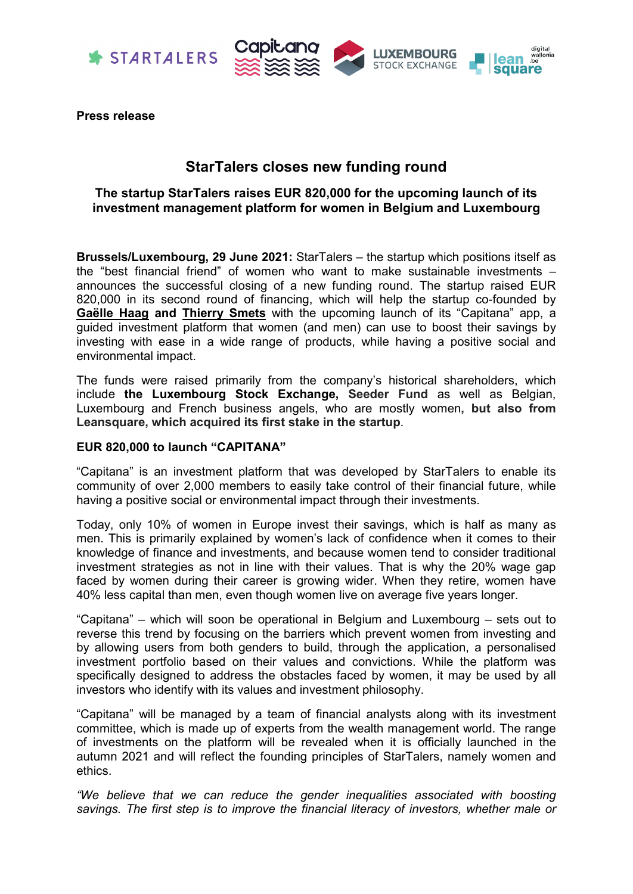**Press release**

# StarTalers closes new funding round

## The startup StarTalers raises EUR 820,000 for the upcoming launch of its investment management platform for women in Belgium and Luxembourg

**Brussels/Luxembourg, 29 June 2021:** StarTalers – the startup which positions itself as the "best financial friend" of women who want to make sustainable investments – announces the successful closing of a new funding round. The startup raised EUR 820,000 in its second round of financing, which will help the startup co-founded by **Gaëlle Haag** and **Thierry Smets** with the upcoming launch of its "Capitana" app, a guided investment platform that women (and men) can use to boost their savings by investing with ease in a wide range of products, while having a positive social and environmental impact.

The funds were raised primarily from the company's historical shareholders, which include **the Luxembourg Stock Exchange, Seeder Fund** as well as Belgian, Luxembourg and French business angels, who are mostly women**, but also from Leansquare, which acquired its first stake in the startup**.

### EUR 820,000 to launch "CAPITANA"

"Capitana" is an investment platform that was developed by StarTalers to enable its community of over 2,000 members to easily take control of their financial future, while having a positive social or environmental impact through their investments.

Today, only 10% of women in Europe invest their savings, which is half as many as men. This is primarily explained by women's lack of confidence when it comes to their knowledge of finance and investments, and because women tend to consider traditional investment strategies as not in line with their values. That is why the 20% wage gap faced by women during their career is growing wider. When they retire, women have 40% less capital than men, even though women live on average five years longer.

"Capitana" – which will soon be operational in Belgium and Luxembourg – sets out to reverse this trend by focusing on the barriers which prevent women from investing and by allowing users from both genders to build, through the application, a personalised investment portfolio based on their values and convictions. While the platform was specifically designed to address the obstacles faced by women, it may be used by all investors who identify with its values and investment philosophy.

"Capitana" will be managed by a team of financial analysts along with its investment committee, which is made up of experts from the wealth management world. The range of investments on the platform will be revealed when it is officially launched in the autumn 2021 and will reflect the founding principles of StarTalers, namely women and ethics.

*"We believe that we can reduce the gender inequalities associated with boosting savings. The first step is to improve the financial literacy of investors, whether male or*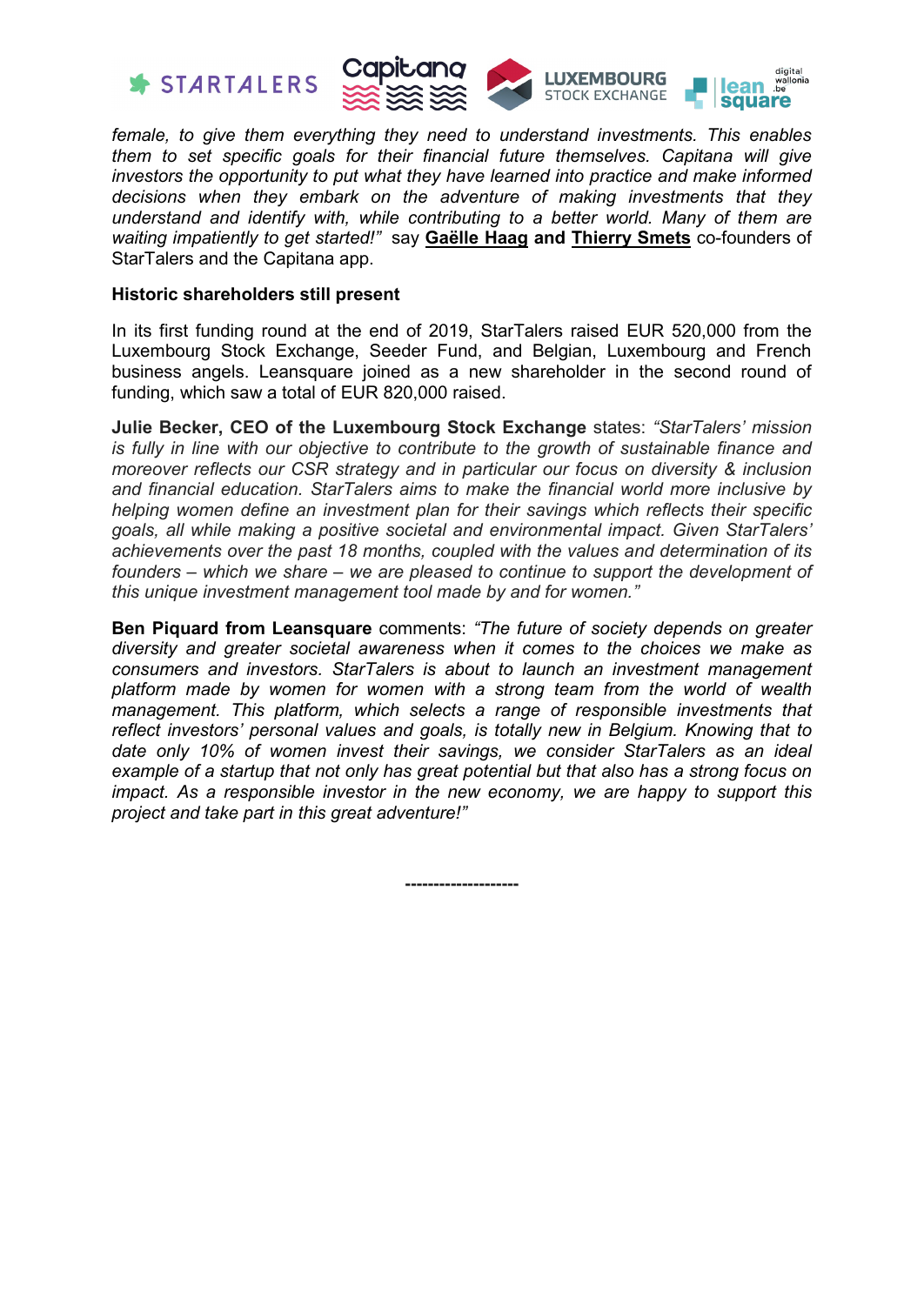*female, to give them everything they need to understand investments. This enables them to set specific goals for their financial future themselves. Capitana will give investors the opportunity to put what they have learned into practice and make informed decisions when they embark on the adventure of making investments that they understand and identify with, while contributing to a better world. Many of them are waiting impatiently to get started!"* say **Gaëlle Haag** **and** **Thierry Smets** co-founders of StarTalers and the Capitana app.

**Historic shareholders still present**

In its first funding round at the end of 2019, StarTalers raised EUR 520,000 from the Luxembourg Stock Exchange, Seeder Fund, and Belgian, Luxembourg and French business angels. Leansquare joined as a new shareholder in the second round of funding, which saw a total of EUR 820,000 raised.

**Julie Becker, CEO of the Luxembourg Stock Exchange** states: *"StarTalers' mission is fully in line with our objective to contribute to the growth of sustainable finance and moreover reflects our CSR strategy and in particular our focus on diversity & inclusion and financial education. StarTalers aims to make the financial world more inclusive by helping women define an investment plan for their savings which reflects their specific goals, all while making a positive societal and environmental impact. Given StarTalers' achievements over the past 18 months, coupled with the values and determination of its founders – which we share – we are pleased to continue to support the development of this unique investment management tool made by and for women."*

**Ben Piquard from Leansquare** comments: *"The future of society depends on greater diversity and greater societal awareness when it comes to the choices we make as consumers and investors. StarTalers is about to launch an investment management platform made by women for women with a strong team from the world of wealth management. This platform, which selects a range of responsible investments that reflect investors' personal values and goals, is totally new in Belgium. Knowing that to date only 10% of women invest their savings, we consider StarTalers as an ideal example of a startup that not only has great potential but that also has a strong focus on impact. As a responsible investor in the new economy, we are happy to support this project and take part in this great adventure!"*

--------------------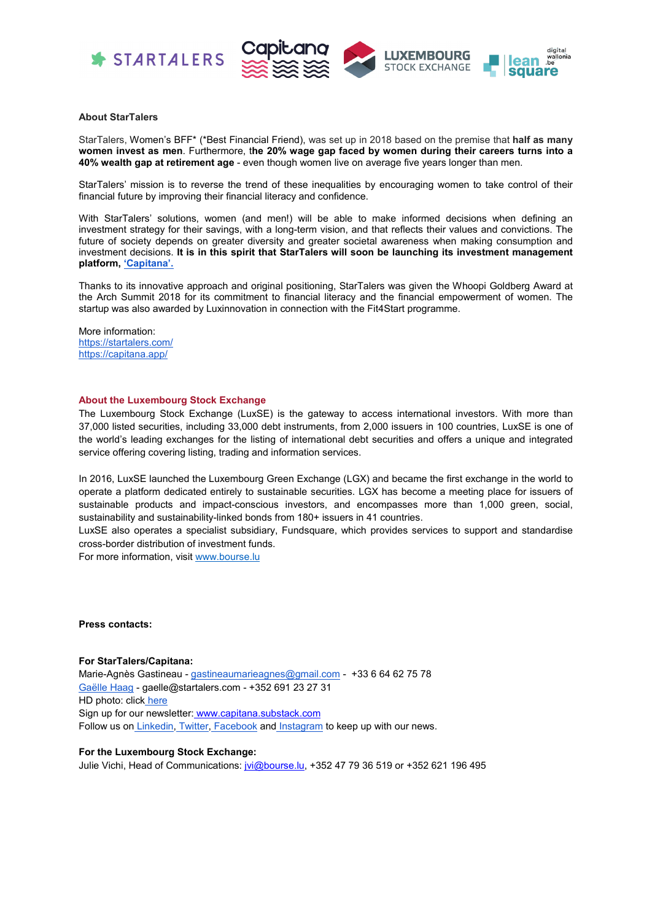**About StarTalers**

StarTalers, Women's BFF* (*Best Financial Friend), was set up in 2018 based on the premise that **half as many women invest as men**. Furthermore, t**he 20% wage gap faced by women during their careers turns into a 40% wealth gap at retirement age** - even though women live on average five years longer than men.

StarTalers' mission is to reverse the trend of these inequalities by encouraging women to take control of their financial future by improving their financial literacy and confidence.

With StarTalers' solutions, women (and men!) will be able to make informed decisions when defining an investment strategy for their savings, with a long-term vision, and that reflects their values and convictions. The future of society depends on greater diversity and greater societal awareness when making consumption and investment decisions. **It is in this spirit that StarTalers will soon be launching its investment management platform, 'Capitana'.**

Thanks to its innovative approach and original positioning, StarTalers was given the Whoopi Goldberg Award at the Arch Summit 2018 for its commitment to financial literacy and the financial empowerment of women. The startup was also awarded by Luxinnovation in connection with the Fit4Start programme.

More information:
https://startalers.com/
https://capitana.app/

**About the Luxembourg Stock Exchange**

The Luxembourg Stock Exchange (LuxSE) is the gateway to access international investors. With more than 37,000 listed securities, including 33,000 debt instruments, from 2,000 issuers in 100 countries, LuxSE is one of the world's leading exchanges for the listing of international debt securities and offers a unique and integrated service offering covering listing, trading and information services.

In 2016, LuxSE launched the Luxembourg Green Exchange (LGX) and became the first exchange in the world to operate a platform dedicated entirely to sustainable securities. LGX has become a meeting place for issuers of sustainable products and impact-conscious investors, and encompasses more than 1,000 green, social, sustainability and sustainability-linked bonds from 180+ issuers in 41 countries.
LuxSE also operates a specialist subsidiary, Fundsquare, which provides services to support and standardise cross-border distribution of investment funds.
For more information, visit www.bourse.lu

**Press contacts:**

**For StarTalers/Capitana:**
Marie-Agnès Gastineau - gastineaumarieagnes@gmail.com - +33 6 64 62 75 78
Gaëlle Haag - gaelle@startalers.com - +352 691 23 27 31
HD photo: click here
Sign up for our newsletter: www.capitana.substack.com
Follow us on Linkedin, Twitter, Facebook and Instagram to keep up with our news.

**For the Luxembourg Stock Exchange:**
Julie Vichi, Head of Communications: jvi@bourse.lu, +352 47 79 36 519 or +352 621 196 495